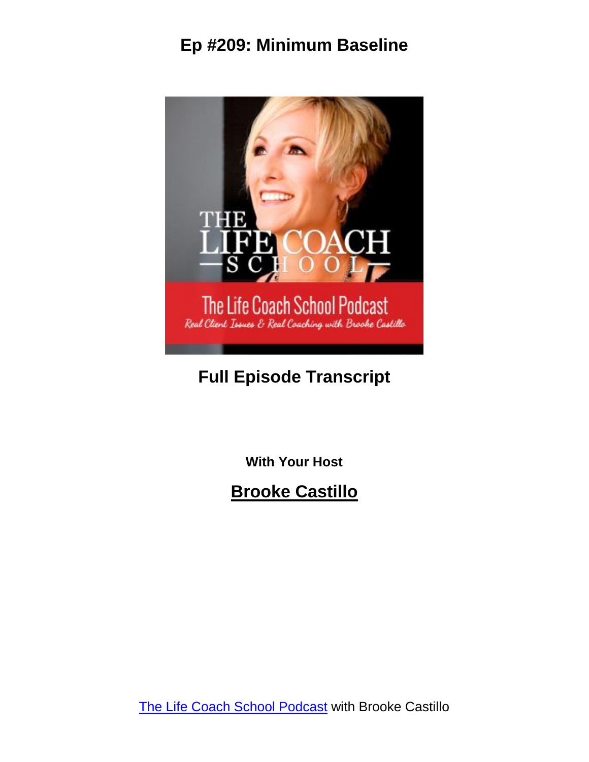# Ep #209: Minimum Baseline

## Full Episode Transcript

**With Your Host**

## Brooke Castillo

[The Life Coach School Podcast](#) with Brooke Castillo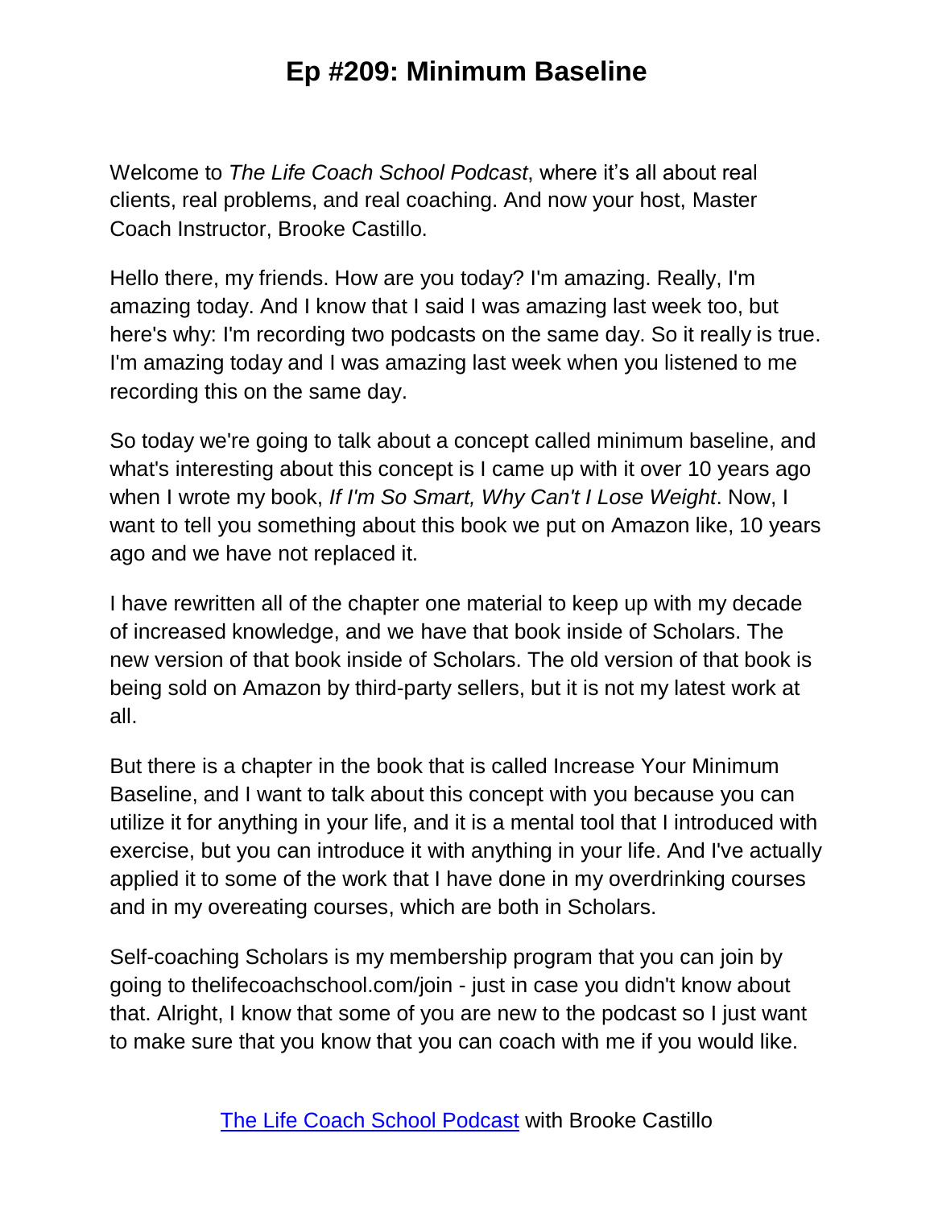Welcome to *The Life Coach School Podcast*, where it's all about real clients, real problems, and real coaching. And now your host, Master Coach Instructor, Brooke Castillo.

Hello there, my friends. How are you today? I'm amazing. Really, I'm amazing today. And I know that I said I was amazing last week too, but here's why: I'm recording two podcasts on the same day. So it really is true. I'm amazing today and I was amazing last week when you listened to me recording this on the same day.

So today we're going to talk about a concept called minimum baseline, and what's interesting about this concept is I came up with it over 10 years ago when I wrote my book, *If I'm So Smart, Why Can't I Lose Weight*. Now, I want to tell you something about this book we put on Amazon like, 10 years ago and we have not replaced it.

I have rewritten all of the chapter one material to keep up with my decade of increased knowledge, and we have that book inside of Scholars. The new version of that book inside of Scholars. The old version of that book is being sold on Amazon by third-party sellers, but it is not my latest work at all.

But there is a chapter in the book that is called Increase Your Minimum Baseline, and I want to talk about this concept with you because you can utilize it for anything in your life, and it is a mental tool that I introduced with exercise, but you can introduce it with anything in your life. And I've actually applied it to some of the work that I have done in my overdrinking courses and in my overeating courses, which are both in Scholars.

Self-coaching Scholars is my membership program that you can join by going to thelifecoachschool.com/join - just in case you didn't know about that. Alright, I know that some of you are new to the podcast so I just want to make sure that you know that you can coach with me if you would like.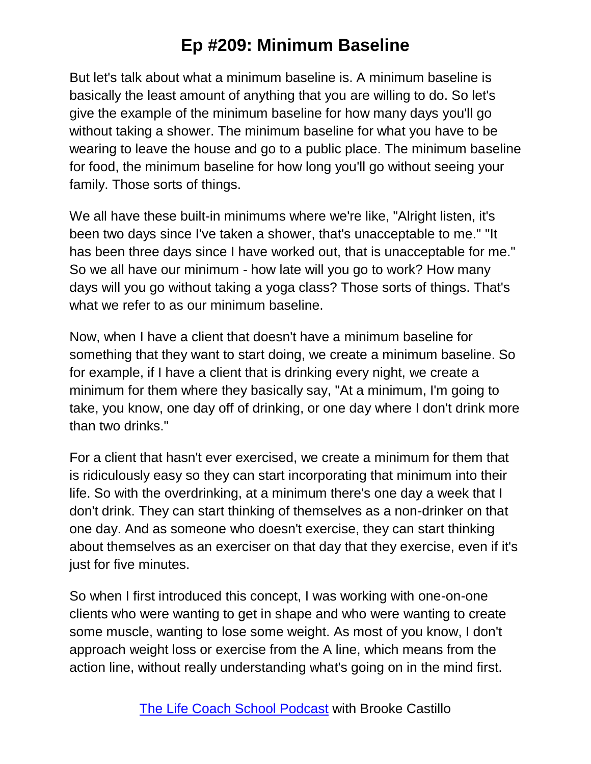But let's talk about what a minimum baseline is. A minimum baseline is basically the least amount of anything that you are willing to do. So let's give the example of the minimum baseline for how many days you'll go without taking a shower. The minimum baseline for what you have to be wearing to leave the house and go to a public place. The minimum baseline for food, the minimum baseline for how long you'll go without seeing your family. Those sorts of things.

We all have these built-in minimums where we're like, "Alright listen, it's been two days since I've taken a shower, that's unacceptable to me." "It has been three days since I have worked out, that is unacceptable for me." So we all have our minimum - how late will you go to work? How many days will you go without taking a yoga class? Those sorts of things. That's what we refer to as our minimum baseline.

Now, when I have a client that doesn't have a minimum baseline for something that they want to start doing, we create a minimum baseline. So for example, if I have a client that is drinking every night, we create a minimum for them where they basically say, "At a minimum, I'm going to take, you know, one day off of drinking, or one day where I don't drink more than two drinks."

For a client that hasn't ever exercised, we create a minimum for them that is ridiculously easy so they can start incorporating that minimum into their life. So with the overdrinking, at a minimum there's one day a week that I don't drink. They can start thinking of themselves as a non-drinker on that one day. And as someone who doesn't exercise, they can start thinking about themselves as an exerciser on that day that they exercise, even if it's just for five minutes.

So when I first introduced this concept, I was working with one-on-one clients who were wanting to get in shape and who were wanting to create some muscle, wanting to lose some weight. As most of you know, I don't approach weight loss or exercise from the A line, which means from the action line, without really understanding what's going on in the mind first.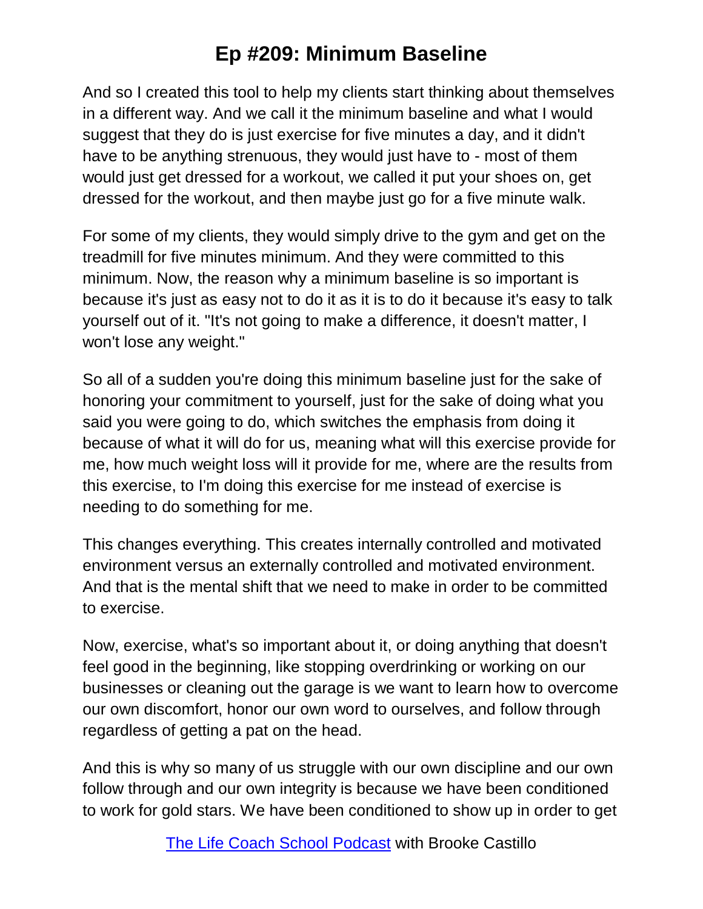And so I created this tool to help my clients start thinking about themselves in a different way. And we call it the minimum baseline and what I would suggest that they do is just exercise for five minutes a day, and it didn't have to be anything strenuous, they would just have to - most of them would just get dressed for a workout, we called it put your shoes on, get dressed for the workout, and then maybe just go for a five minute walk.

For some of my clients, they would simply drive to the gym and get on the treadmill for five minutes minimum. And they were committed to this minimum. Now, the reason why a minimum baseline is so important is because it's just as easy not to do it as it is to do it because it's easy to talk yourself out of it. "It's not going to make a difference, it doesn't matter, I won't lose any weight."

So all of a sudden you're doing this minimum baseline just for the sake of honoring your commitment to yourself, just for the sake of doing what you said you were going to do, which switches the emphasis from doing it because of what it will do for us, meaning what will this exercise provide for me, how much weight loss will it provide for me, where are the results from this exercise, to I'm doing this exercise for me instead of exercise is needing to do something for me.

This changes everything. This creates internally controlled and motivated environment versus an externally controlled and motivated environment. And that is the mental shift that we need to make in order to be committed to exercise.

Now, exercise, what's so important about it, or doing anything that doesn't feel good in the beginning, like stopping overdrinking or working on our businesses or cleaning out the garage is we want to learn how to overcome our own discomfort, honor our own word to ourselves, and follow through regardless of getting a pat on the head.

And this is why so many of us struggle with our own discipline and our own follow through and our own integrity is because we have been conditioned to work for gold stars. We have been conditioned to show up in order to get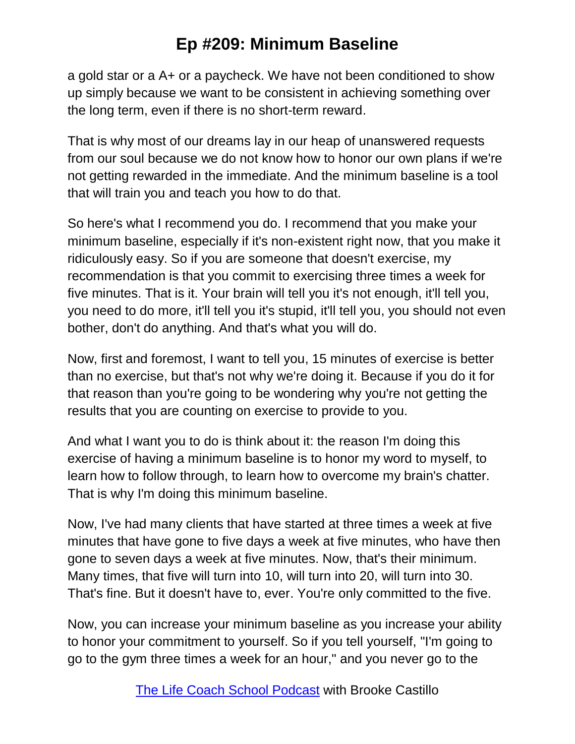a gold star or a A+ or a paycheck. We have not been conditioned to show up simply because we want to be consistent in achieving something over the long term, even if there is no short-term reward.

That is why most of our dreams lay in our heap of unanswered requests from our soul because we do not know how to honor our own plans if we're not getting rewarded in the immediate. And the minimum baseline is a tool that will train you and teach you how to do that.

So here's what I recommend you do. I recommend that you make your minimum baseline, especially if it's non-existent right now, that you make it ridiculously easy. So if you are someone that doesn't exercise, my recommendation is that you commit to exercising three times a week for five minutes. That is it. Your brain will tell you it's not enough, it'll tell you, you need to do more, it'll tell you it's stupid, it'll tell you, you should not even bother, don't do anything. And that's what you will do.

Now, first and foremost, I want to tell you, 15 minutes of exercise is better than no exercise, but that's not why we're doing it. Because if you do it for that reason than you're going to be wondering why you're not getting the results that you are counting on exercise to provide to you.

And what I want you to do is think about it: the reason I'm doing this exercise of having a minimum baseline is to honor my word to myself, to learn how to follow through, to learn how to overcome my brain's chatter. That is why I'm doing this minimum baseline.

Now, I've had many clients that have started at three times a week at five minutes that have gone to five days a week at five minutes, who have then gone to seven days a week at five minutes. Now, that's their minimum. Many times, that five will turn into 10, will turn into 20, will turn into 30. That's fine. But it doesn't have to, ever. You're only committed to the five.

Now, you can increase your minimum baseline as you increase your ability to honor your commitment to yourself. So if you tell yourself, "I'm going to go to the gym three times a week for an hour," and you never go to the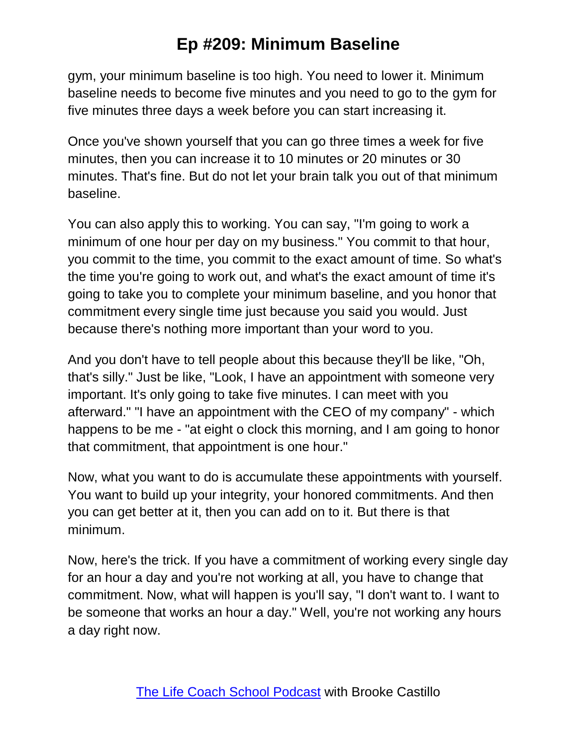gym, your minimum baseline is too high. You need to lower it. Minimum baseline needs to become five minutes and you need to go to the gym for five minutes three days a week before you can start increasing it.

Once you've shown yourself that you can go three times a week for five minutes, then you can increase it to 10 minutes or 20 minutes or 30 minutes. That's fine. But do not let your brain talk you out of that minimum baseline.

You can also apply this to working. You can say, "I'm going to work a minimum of one hour per day on my business." You commit to that hour, you commit to the time, you commit to the exact amount of time. So what's the time you're going to work out, and what's the exact amount of time it's going to take you to complete your minimum baseline, and you honor that commitment every single time just because you said you would. Just because there's nothing more important than your word to you.

And you don't have to tell people about this because they'll be like, "Oh, that's silly." Just be like, "Look, I have an appointment with someone very important. It's only going to take five minutes. I can meet with you afterward." "I have an appointment with the CEO of my company" - which happens to be me - "at eight o clock this morning, and I am going to honor that commitment, that appointment is one hour."

Now, what you want to do is accumulate these appointments with yourself. You want to build up your integrity, your honored commitments. And then you can get better at it, then you can add on to it. But there is that minimum.

Now, here's the trick. If you have a commitment of working every single day for an hour a day and you're not working at all, you have to change that commitment. Now, what will happen is you'll say, "I don't want to. I want to be someone that works an hour a day." Well, you're not working any hours a day right now.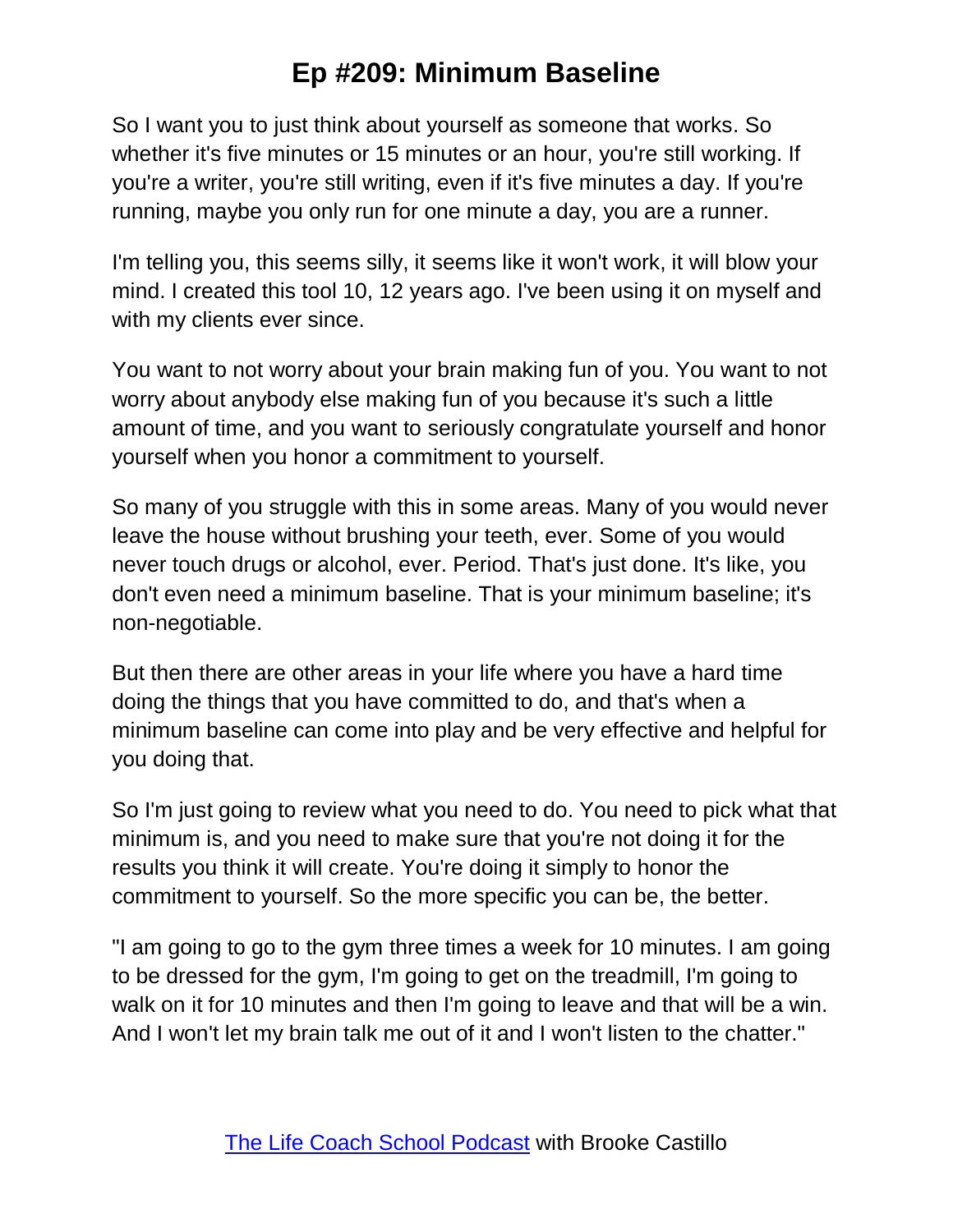So I want you to just think about yourself as someone that works. So whether it's five minutes or 15 minutes or an hour, you're still working. If you're a writer, you're still writing, even if it's five minutes a day. If you're running, maybe you only run for one minute a day, you are a runner.

I'm telling you, this seems silly, it seems like it won't work, it will blow your mind. I created this tool 10, 12 years ago. I've been using it on myself and with my clients ever since.

You want to not worry about your brain making fun of you. You want to not worry about anybody else making fun of you because it's such a little amount of time, and you want to seriously congratulate yourself and honor yourself when you honor a commitment to yourself.

So many of you struggle with this in some areas. Many of you would never leave the house without brushing your teeth, ever. Some of you would never touch drugs or alcohol, ever. Period. That's just done. It's like, you don't even need a minimum baseline. That is your minimum baseline; it's non-negotiable.

But then there are other areas in your life where you have a hard time doing the things that you have committed to do, and that's when a minimum baseline can come into play and be very effective and helpful for you doing that.

So I'm just going to review what you need to do. You need to pick what that minimum is, and you need to make sure that you're not doing it for the results you think it will create. You're doing it simply to honor the commitment to yourself. So the more specific you can be, the better.

"I am going to go to the gym three times a week for 10 minutes. I am going to be dressed for the gym, I'm going to get on the treadmill, I'm going to walk on it for 10 minutes and then I'm going to leave and that will be a win. And I won't let my brain talk me out of it and I won't listen to the chatter."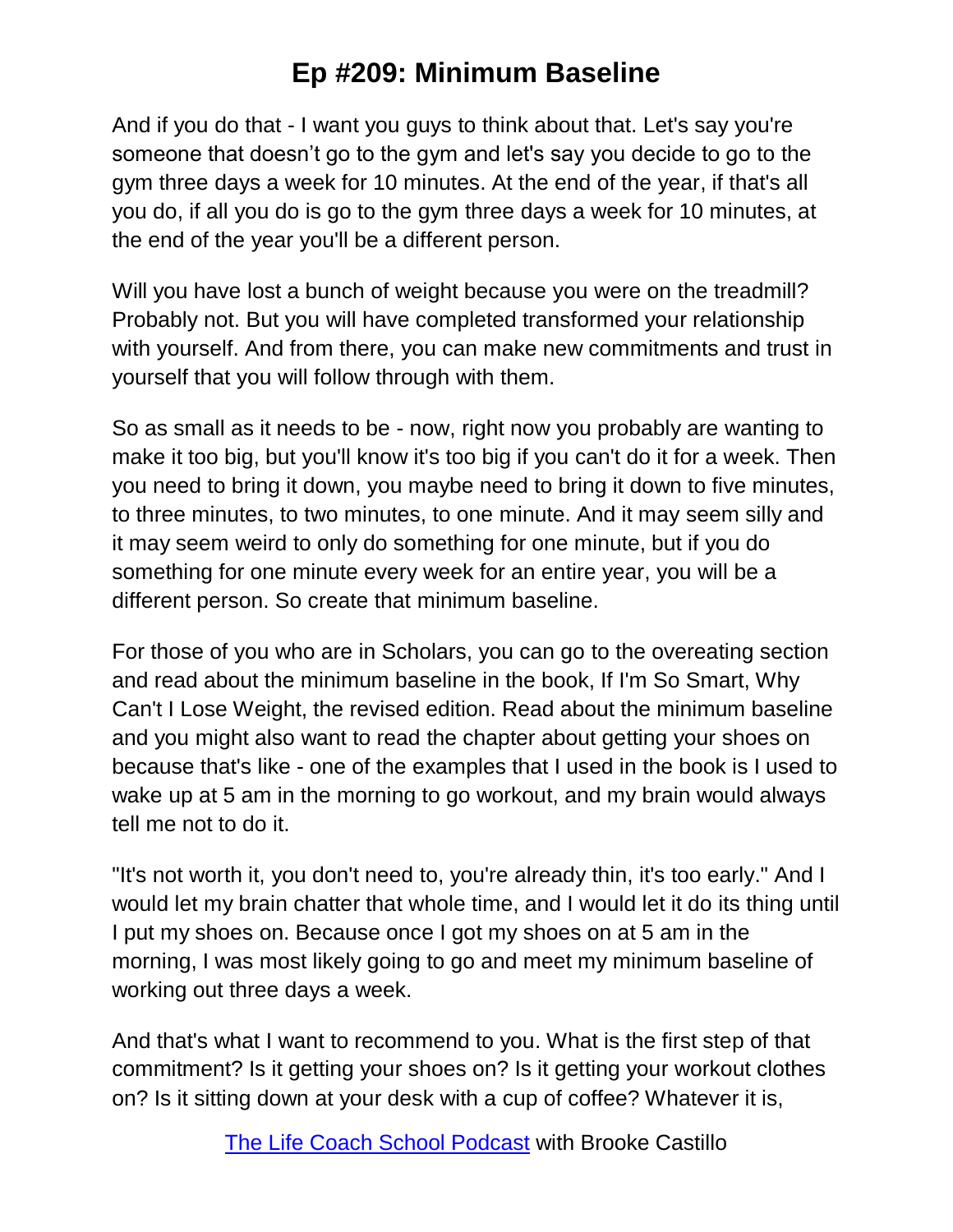And if you do that - I want you guys to think about that. Let's say you're someone that doesn't go to the gym and let's say you decide to go to the gym three days a week for 10 minutes. At the end of the year, if that's all you do, if all you do is go to the gym three days a week for 10 minutes, at the end of the year you'll be a different person.

Will you have lost a bunch of weight because you were on the treadmill? Probably not. But you will have completed transformed your relationship with yourself. And from there, you can make new commitments and trust in yourself that you will follow through with them.

So as small as it needs to be - now, right now you probably are wanting to make it too big, but you'll know it's too big if you can't do it for a week. Then you need to bring it down, you maybe need to bring it down to five minutes, to three minutes, to two minutes, to one minute. And it may seem silly and it may seem weird to only do something for one minute, but if you do something for one minute every week for an entire year, you will be a different person. So create that minimum baseline.

For those of you who are in Scholars, you can go to the overeating section and read about the minimum baseline in the book, If I'm So Smart, Why Can't I Lose Weight, the revised edition. Read about the minimum baseline and you might also want to read the chapter about getting your shoes on because that's like - one of the examples that I used in the book is I used to wake up at 5 am in the morning to go workout, and my brain would always tell me not to do it.

"It's not worth it, you don't need to, you're already thin, it's too early." And I would let my brain chatter that whole time, and I would let it do its thing until I put my shoes on. Because once I got my shoes on at 5 am in the morning, I was most likely going to go and meet my minimum baseline of working out three days a week.

And that's what I want to recommend to you. What is the first step of that commitment? Is it getting your shoes on? Is it getting your workout clothes on? Is it sitting down at your desk with a cup of coffee? Whatever it is,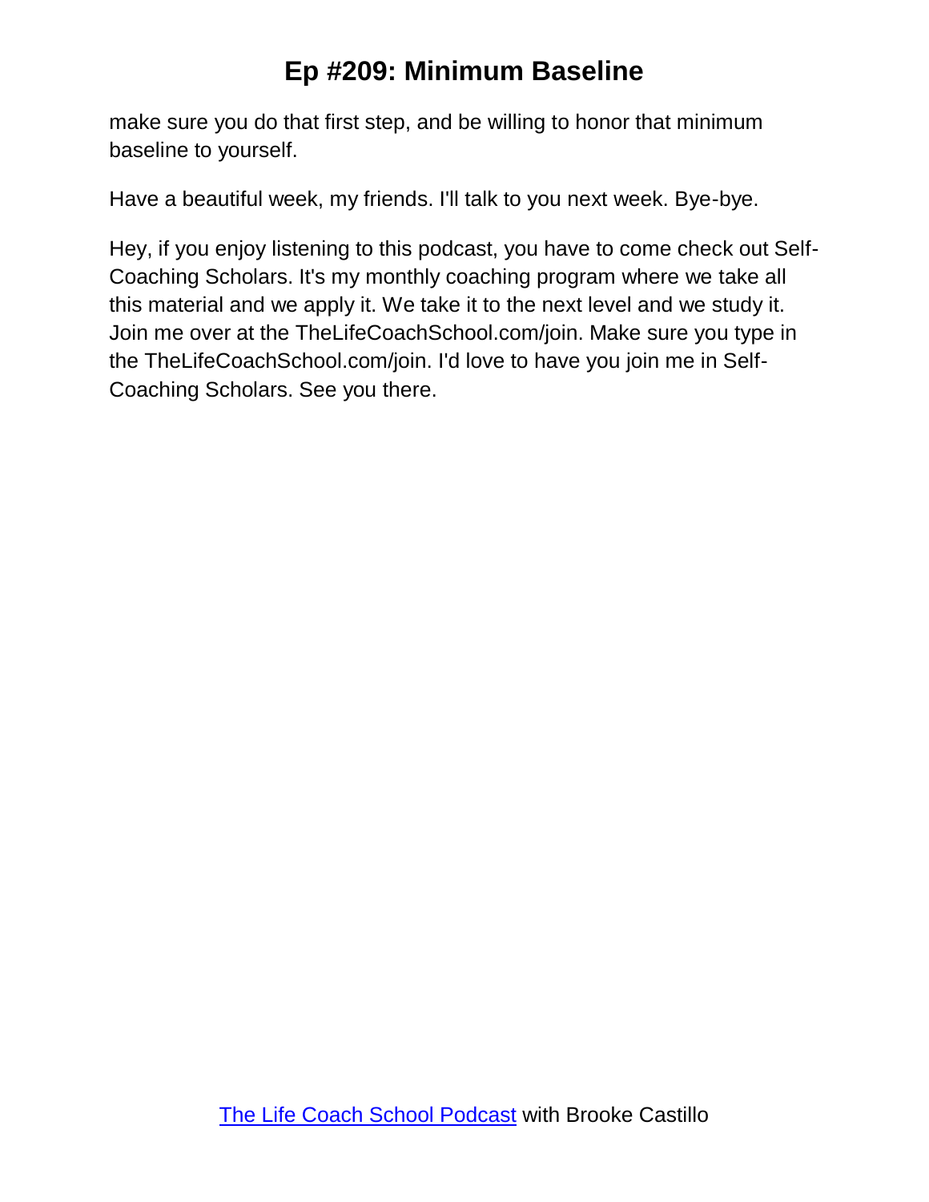make sure you do that first step, and be willing to honor that minimum baseline to yourself.

Have a beautiful week, my friends. I'll talk to you next week. Bye-bye.

Hey, if you enjoy listening to this podcast, you have to come check out Self-Coaching Scholars. It's my monthly coaching program where we take all this material and we apply it. We take it to the next level and we study it. Join me over at the TheLifeCoachSchool.com/join. Make sure you type in the TheLifeCoachSchool.com/join. I'd love to have you join me in Self-Coaching Scholars. See you there.